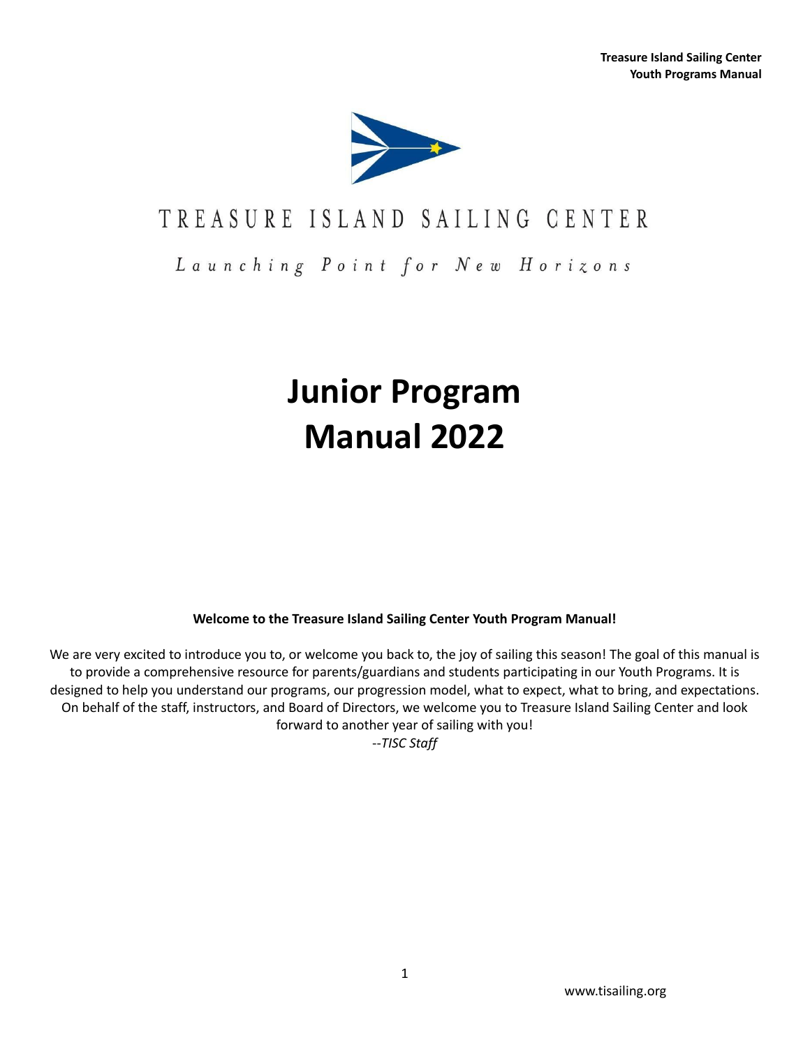# TREASURE ISLAND SAILING CENTER

*Launching Point for New Horizons*

# Junior Program Manual 2022

**Welcome to the Treasure Island Sailing Center Youth Program Manual!**

We are very excited to introduce you to, or welcome you back to, the joy of sailing this season! The goal of this manual is to provide a comprehensive resource for parents/guardians and students participating in our Youth Programs. It is designed to help you understand our programs, our progression model, what to expect, what to bring, and expectations. On behalf of the staff, instructors, and Board of Directors, we welcome you to Treasure Island Sailing Center and look forward to another year of sailing with you!

*--TISC Staff*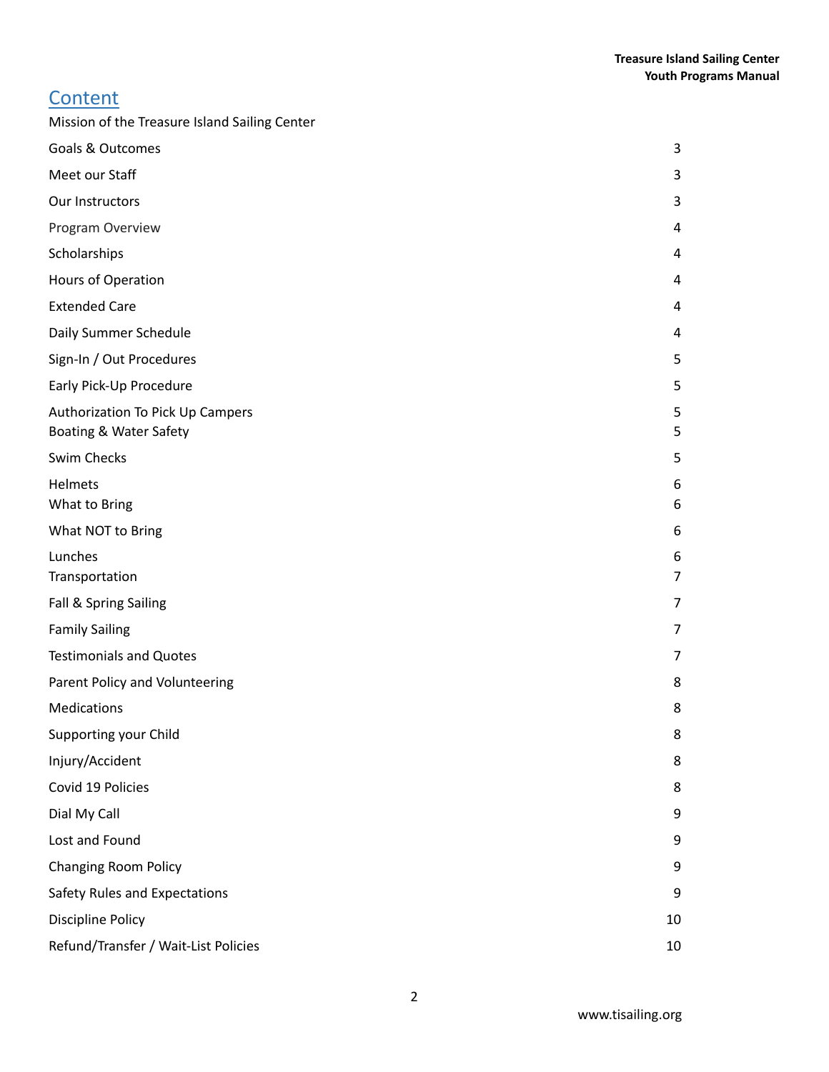## Content

| | |
|---|---|
| Mission of the Treasure Island Sailing Center | |
| Goals & Outcomes | 3 |
| Meet our Staff | 3 |
| Our Instructors | 3 |
| Program Overview | 4 |
| Scholarships | 4 |
| Hours of Operation | 4 |
| Extended Care | 4 |
| Daily Summer Schedule | 4 |
| Sign-In / Out Procedures | 5 |
| Early Pick-Up Procedure | 5 |
| Authorization To Pick Up Campers | 5 |
| Boating & Water Safety | 5 |
| Swim Checks | 5 |
| Helmets | 6 |
| What to Bring | 6 |
| What NOT to Bring | 6 |
| Lunches | 6 |
| Transportation | 7 |
| Fall & Spring Sailing | 7 |
| Family Sailing | 7 |
| Testimonials and Quotes | 7 |
| Parent Policy and Volunteering | 8 |
| Medications | 8 |
| Supporting your Child | 8 |
| Injury/Accident | 8 |
| Covid 19 Policies | 8 |
| Dial My Call | 9 |
| Lost and Found | 9 |
| Changing Room Policy | 9 |
| Safety Rules and Expectations | 9 |
| Discipline Policy | 10 |
| Refund/Transfer / Wait-List Policies | 10 |

www.tisailing.org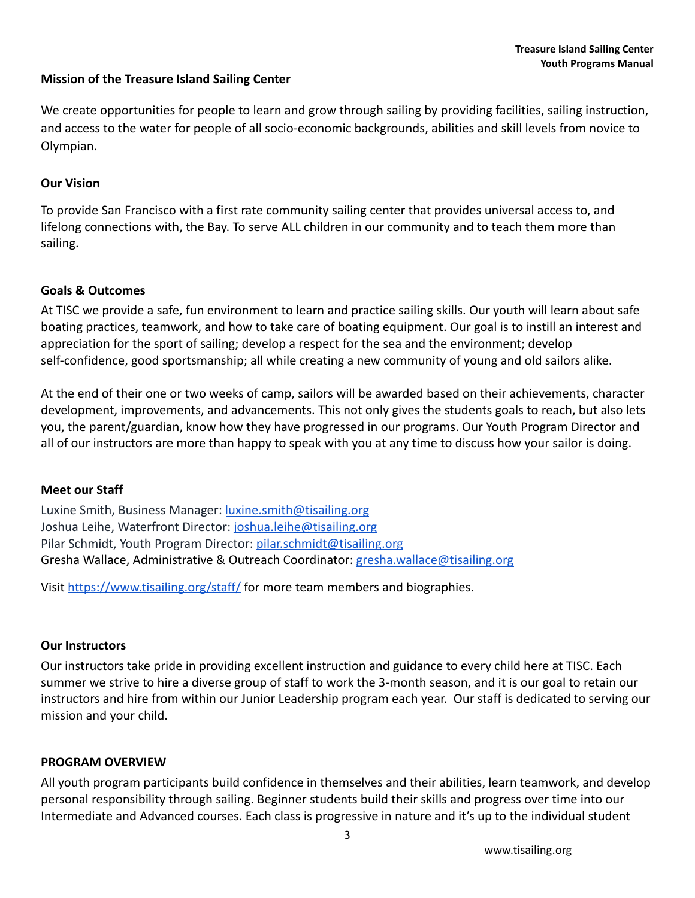## Mission of the Treasure Island Sailing Center

We create opportunities for people to learn and grow through sailing by providing facilities, sailing instruction, and access to the water for people of all socio-economic backgrounds, abilities and skill levels from novice to Olympian.

## Our Vision

To provide San Francisco with a first rate community sailing center that provides universal access to, and lifelong connections with, the Bay. To serve ALL children in our community and to teach them more than sailing.

## Goals & Outcomes

At TISC we provide a safe, fun environment to learn and practice sailing skills. Our youth will learn about safe boating practices, teamwork, and how to take care of boating equipment. Our goal is to instill an interest and appreciation for the sport of sailing; develop a respect for the sea and the environment; develop self-confidence, good sportsmanship; all while creating a new community of young and old sailors alike.

At the end of their one or two weeks of camp, sailors will be awarded based on their achievements, character development, improvements, and advancements. This not only gives the students goals to reach, but also lets you, the parent/guardian, know how they have progressed in our programs. Our Youth Program Director and all of our instructors are more than happy to speak with you at any time to discuss how your sailor is doing.

## Meet our Staff

Luxine Smith, Business Manager: [luxine.smith@tisailing.org](mailto:luxine.smith@tisailing.org)
Joshua Leihe, Waterfront Director: [joshua.leihe@tisailing.org](mailto:joshua.leihe@tisailing.org)
Pilar Schmidt, Youth Program Director: [pilar.schmidt@tisailing.org](mailto:pilar.schmidt@tisailing.org)
Gresha Wallace, Administrative & Outreach Coordinator: [gresha.wallace@tisailing.org](mailto:gresha.wallace@tisailing.org)

Visit [https://www.tisailing.org/staff/](https://www.tisailing.org/staff/) for more team members and biographies.

## Our Instructors

Our instructors take pride in providing excellent instruction and guidance to every child here at TISC. Each summer we strive to hire a diverse group of staff to work the 3-month season, and it is our goal to retain our instructors and hire from within our Junior Leadership program each year. Our staff is dedicated to serving our mission and your child.

## PROGRAM OVERVIEW

All youth program participants build confidence in themselves and their abilities, learn teamwork, and develop personal responsibility through sailing. Beginner students build their skills and progress over time into our Intermediate and Advanced courses. Each class is progressive in nature and it's up to the individual student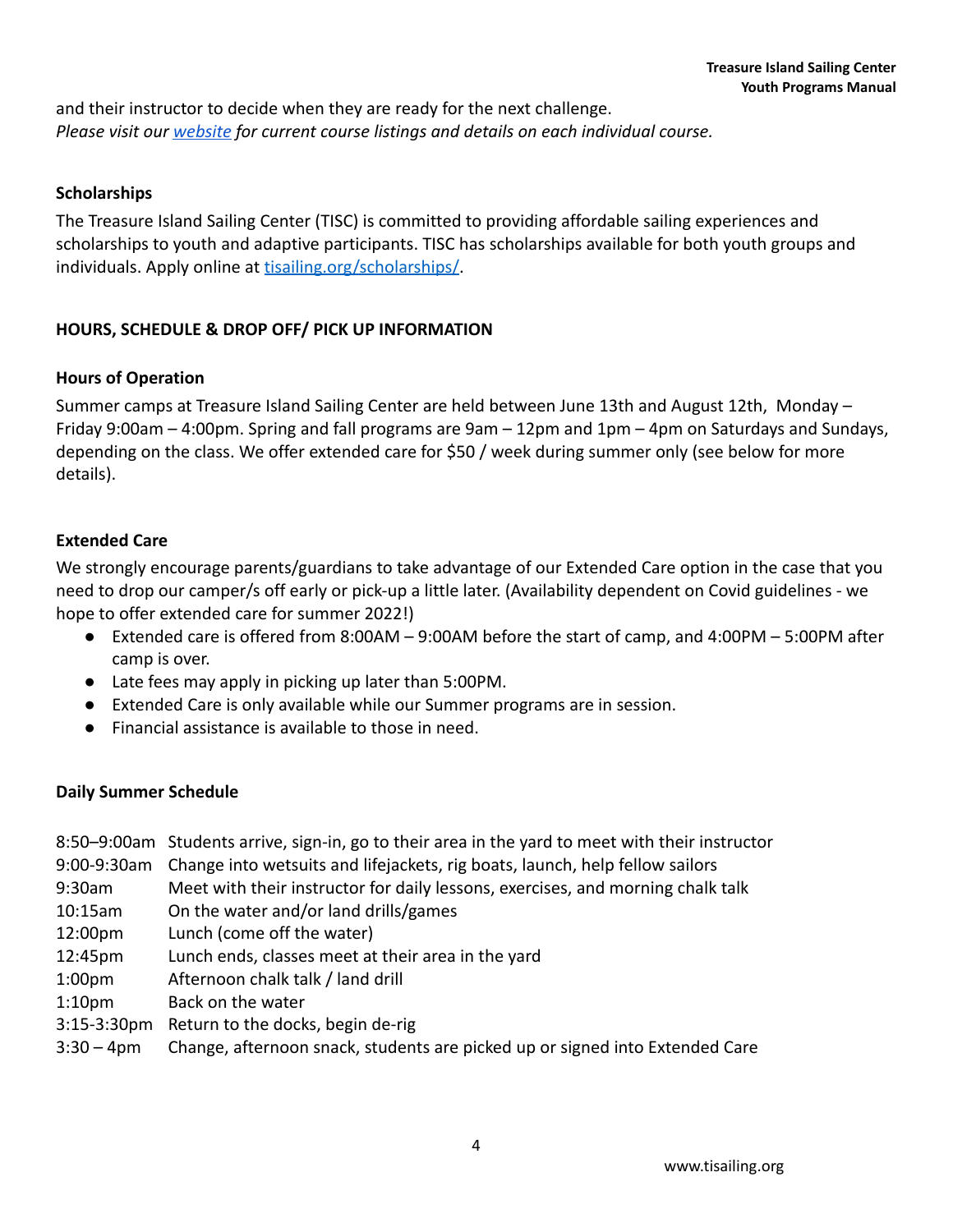and their instructor to decide when they are ready for the next challenge.
*Please visit our [website](#) for current course listings and details on each individual course.*

### Scholarships

The Treasure Island Sailing Center (TISC) is committed to providing affordable sailing experiences and scholarships to youth and adaptive participants. TISC has scholarships available for both youth groups and individuals. Apply online at [tisailing.org/scholarships/](#).

## HOURS, SCHEDULE & DROP OFF/ PICK UP INFORMATION

### Hours of Operation

Summer camps at Treasure Island Sailing Center are held between June 13th and August 12th, Monday – Friday 9:00am – 4:00pm. Spring and fall programs are 9am – 12pm and 1pm – 4pm on Saturdays and Sundays, depending on the class. We offer extended care for $50 / week during summer only (see below for more details).

### Extended Care

We strongly encourage parents/guardians to take advantage of our Extended Care option in the case that you need to drop our camper/s off early or pick-up a little later. (Availability dependent on Covid guidelines - we hope to offer extended care for summer 2022!)

- Extended care is offered from 8:00AM – 9:00AM before the start of camp, and 4:00PM – 5:00PM after camp is over.
- Late fees may apply in picking up later than 5:00PM.
- Extended Care is only available while our Summer programs are in session.
- Financial assistance is available to those in need.

### Daily Summer Schedule

| | |
|---|---|
| 8:50–9:00am | Students arrive, sign-in, go to their area in the yard to meet with their instructor |
| 9:00-9:30am | Change into wetsuits and lifejackets, rig boats, launch, help fellow sailors |
| 9:30am | Meet with their instructor for daily lessons, exercises, and morning chalk talk |
| 10:15am | On the water and/or land drills/games |
| 12:00pm | Lunch (come off the water) |
| 12:45pm | Lunch ends, classes meet at their area in the yard |
| 1:00pm | Afternoon chalk talk / land drill |
| 1:10pm | Back on the water |
| 3:15-3:30pm | Return to the docks, begin de-rig |
| 3:30 – 4pm | Change, afternoon snack, students are picked up or signed into Extended Care |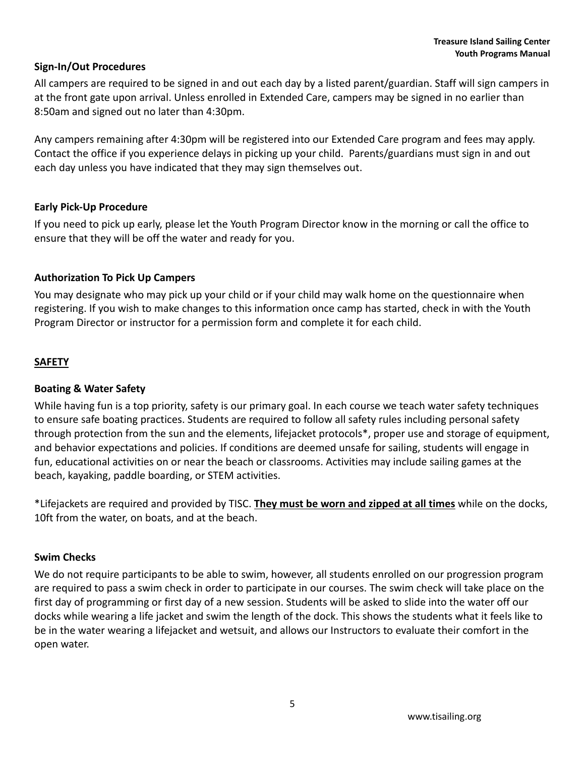### Sign-In/Out Procedures

All campers are required to be signed in and out each day by a listed parent/guardian. Staff will sign campers in at the front gate upon arrival. Unless enrolled in Extended Care, campers may be signed in no earlier than 8:50am and signed out no later than 4:30pm.

Any campers remaining after 4:30pm will be registered into our Extended Care program and fees may apply. Contact the office if you experience delays in picking up your child. Parents/guardians must sign in and out each day unless you have indicated that they may sign themselves out.

### Early Pick-Up Procedure

If you need to pick up early, please let the Youth Program Director know in the morning or call the office to ensure that they will be off the water and ready for you.

### Authorization To Pick Up Campers

You may designate who may pick up your child or if your child may walk home on the questionnaire when registering. If you wish to make changes to this information once camp has started, check in with the Youth Program Director or instructor for a permission form and complete it for each child.

## SAFETY

### Boating & Water Safety

While having fun is a top priority, safety is our primary goal. In each course we teach water safety techniques to ensure safe boating practices. Students are required to follow all safety rules including personal safety through protection from the sun and the elements, lifejacket protocols*, proper use and storage of equipment, and behavior expectations and policies. If conditions are deemed unsafe for sailing, students will engage in fun, educational activities on or near the beach or classrooms. Activities may include sailing games at the beach, kayaking, paddle boarding, or STEM activities.

*Lifejackets are required and provided by TISC. **They must be worn and zipped at all times** while on the docks, 10ft from the water, on boats, and at the beach.

### Swim Checks

We do not require participants to be able to swim, however, all students enrolled on our progression program are required to pass a swim check in order to participate in our courses. The swim check will take place on the first day of programming or first day of a new session. Students will be asked to slide into the water off our docks while wearing a life jacket and swim the length of the dock. This shows the students what it feels like to be in the water wearing a lifejacket and wetsuit, and allows our Instructors to evaluate their comfort in the open water.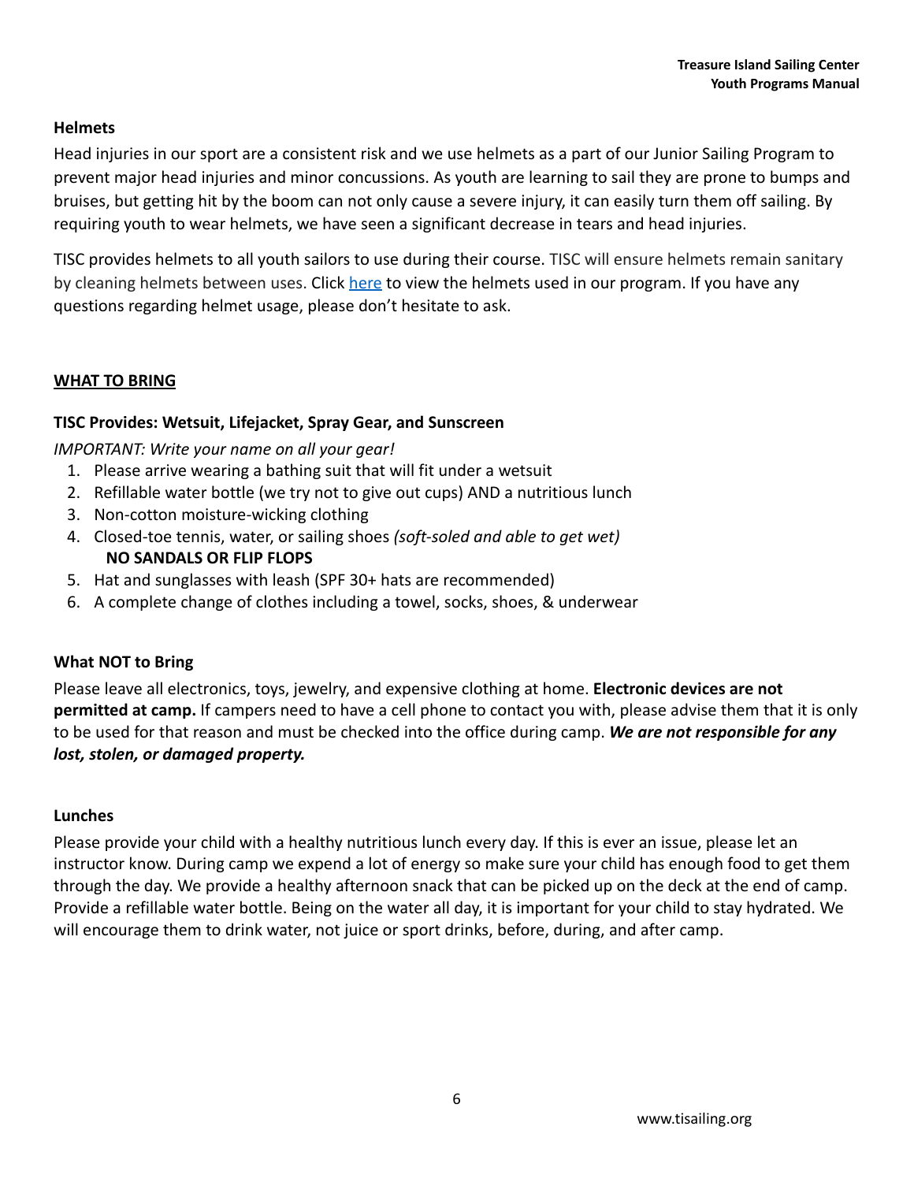### Helmets

Head injuries in our sport are a consistent risk and we use helmets as a part of our Junior Sailing Program to prevent major head injuries and minor concussions. As youth are learning to sail they are prone to bumps and bruises, but getting hit by the boom can not only cause a severe injury, it can easily turn them off sailing. By requiring youth to wear helmets, we have seen a significant decrease in tears and head injuries.

TISC provides helmets to all youth sailors to use during their course. TISC will ensure helmets remain sanitary by cleaning helmets between uses. Click here to view the helmets used in our program. If you have any questions regarding helmet usage, please don't hesitate to ask.

## WHAT TO BRING

### TISC Provides: Wetsuit, Lifejacket, Spray Gear, and Sunscreen

*IMPORTANT: Write your name on all your gear!*

1. Please arrive wearing a bathing suit that will fit under a wetsuit
2. Refillable water bottle (we try not to give out cups) AND a nutritious lunch
3. Non-cotton moisture-wicking clothing
4. Closed-toe tennis, water, or sailing shoes *(soft-soled and able to get wet)*
   **NO SANDALS OR FLIP FLOPS**
5. Hat and sunglasses with leash (SPF 30+ hats are recommended)
6. A complete change of clothes including a towel, socks, shoes, & underwear

### What NOT to Bring

Please leave all electronics, toys, jewelry, and expensive clothing at home. **Electronic devices are not permitted at camp.** If campers need to have a cell phone to contact you with, please advise them that it is only to be used for that reason and must be checked into the office during camp. ***We are not responsible for any lost, stolen, or damaged property.***

### Lunches

Please provide your child with a healthy nutritious lunch every day. If this is ever an issue, please let an instructor know. During camp we expend a lot of energy so make sure your child has enough food to get them through the day. We provide a healthy afternoon snack that can be picked up on the deck at the end of camp. Provide a refillable water bottle. Being on the water all day, it is important for your child to stay hydrated. We will encourage them to drink water, not juice or sport drinks, before, during, and after camp.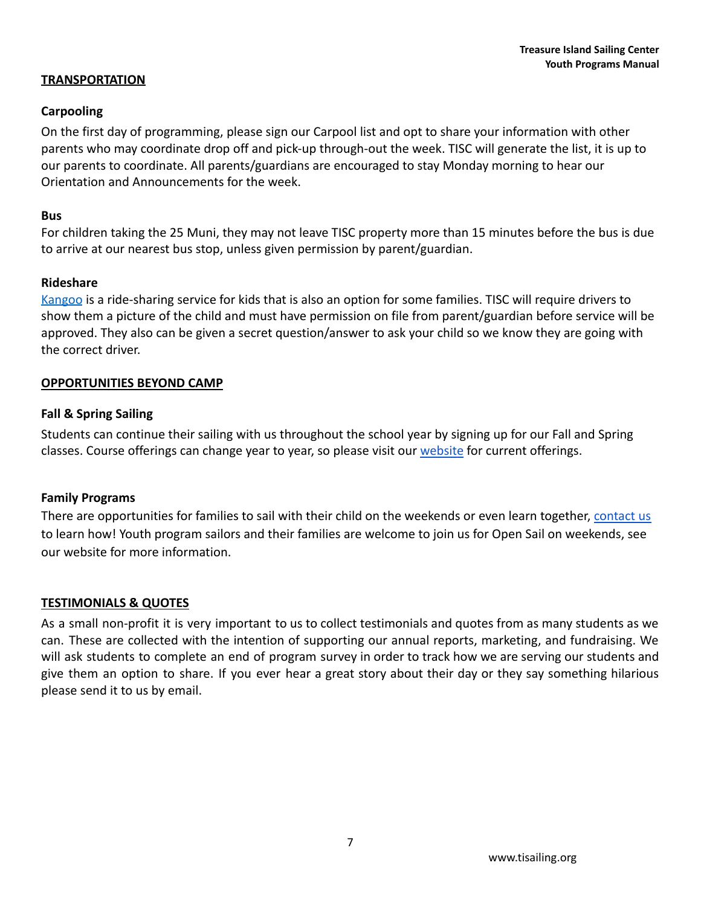## TRANSPORTATION

### Carpooling

On the first day of programming, please sign our Carpool list and opt to share your information with other parents who may coordinate drop off and pick-up through-out the week. TISC will generate the list, it is up to our parents to coordinate. All parents/guardians are encouraged to stay Monday morning to hear our Orientation and Announcements for the week.

### Bus

For children taking the 25 Muni, they may not leave TISC property more than 15 minutes before the bus is due to arrive at our nearest bus stop, unless given permission by parent/guardian.

### Rideshare

Kangoo is a ride-sharing service for kids that is also an option for some families. TISC will require drivers to show them a picture of the child and must have permission on file from parent/guardian before service will be approved. They also can be given a secret question/answer to ask your child so we know they are going with the correct driver.

## OPPORTUNITIES BEYOND CAMP

### Fall & Spring Sailing

Students can continue their sailing with us throughout the school year by signing up for our Fall and Spring classes. Course offerings can change year to year, so please visit our website for current offerings.

### Family Programs

There are opportunities for families to sail with their child on the weekends or even learn together, contact us to learn how! Youth program sailors and their families are welcome to join us for Open Sail on weekends, see our website for more information.

## TESTIMONIALS & QUOTES

As a small non-profit it is very important to us to collect testimonials and quotes from as many students as we can. These are collected with the intention of supporting our annual reports, marketing, and fundraising. We will ask students to complete an end of program survey in order to track how we are serving our students and give them an option to share. If you ever hear a great story about their day or they say something hilarious please send it to us by email.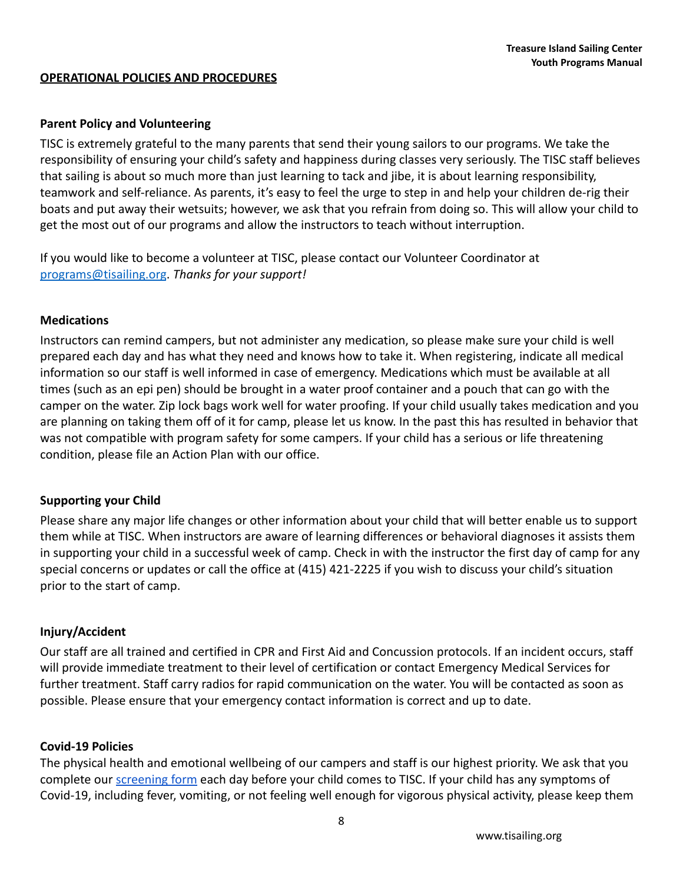## OPERATIONAL POLICIES AND PROCEDURES

### Parent Policy and Volunteering

TISC is extremely grateful to the many parents that send their young sailors to our programs. We take the responsibility of ensuring your child's safety and happiness during classes very seriously. The TISC staff believes that sailing is about so much more than just learning to tack and jibe, it is about learning responsibility, teamwork and self-reliance. As parents, it's easy to feel the urge to step in and help your children de-rig their boats and put away their wetsuits; however, we ask that you refrain from doing so. This will allow your child to get the most out of our programs and allow the instructors to teach without interruption.

If you would like to become a volunteer at TISC, please contact our Volunteer Coordinator at programs@tisailing.org. *Thanks for your support!*

### Medications

Instructors can remind campers, but not administer any medication, so please make sure your child is well prepared each day and has what they need and knows how to take it. When registering, indicate all medical information so our staff is well informed in case of emergency. Medications which must be available at all times (such as an epi pen) should be brought in a water proof container and a pouch that can go with the camper on the water. Zip lock bags work well for water proofing. If your child usually takes medication and you are planning on taking them off of it for camp, please let us know. In the past this has resulted in behavior that was not compatible with program safety for some campers. If your child has a serious or life threatening condition, please file an Action Plan with our office.

### Supporting your Child

Please share any major life changes or other information about your child that will better enable us to support them while at TISC. When instructors are aware of learning differences or behavioral diagnoses it assists them in supporting your child in a successful week of camp. Check in with the instructor the first day of camp for any special concerns or updates or call the office at (415) 421-2225 if you wish to discuss your child's situation prior to the start of camp.

### Injury/Accident

Our staff are all trained and certified in CPR and First Aid and Concussion protocols. If an incident occurs, staff will provide immediate treatment to their level of certification or contact Emergency Medical Services for further treatment. Staff carry radios for rapid communication on the water. You will be contacted as soon as possible. Please ensure that your emergency contact information is correct and up to date.

### Covid-19 Policies

The physical health and emotional wellbeing of our campers and staff is our highest priority. We ask that you complete our screening form each day before your child comes to TISC. If your child has any symptoms of Covid-19, including fever, vomiting, or not feeling well enough for vigorous physical activity, please keep them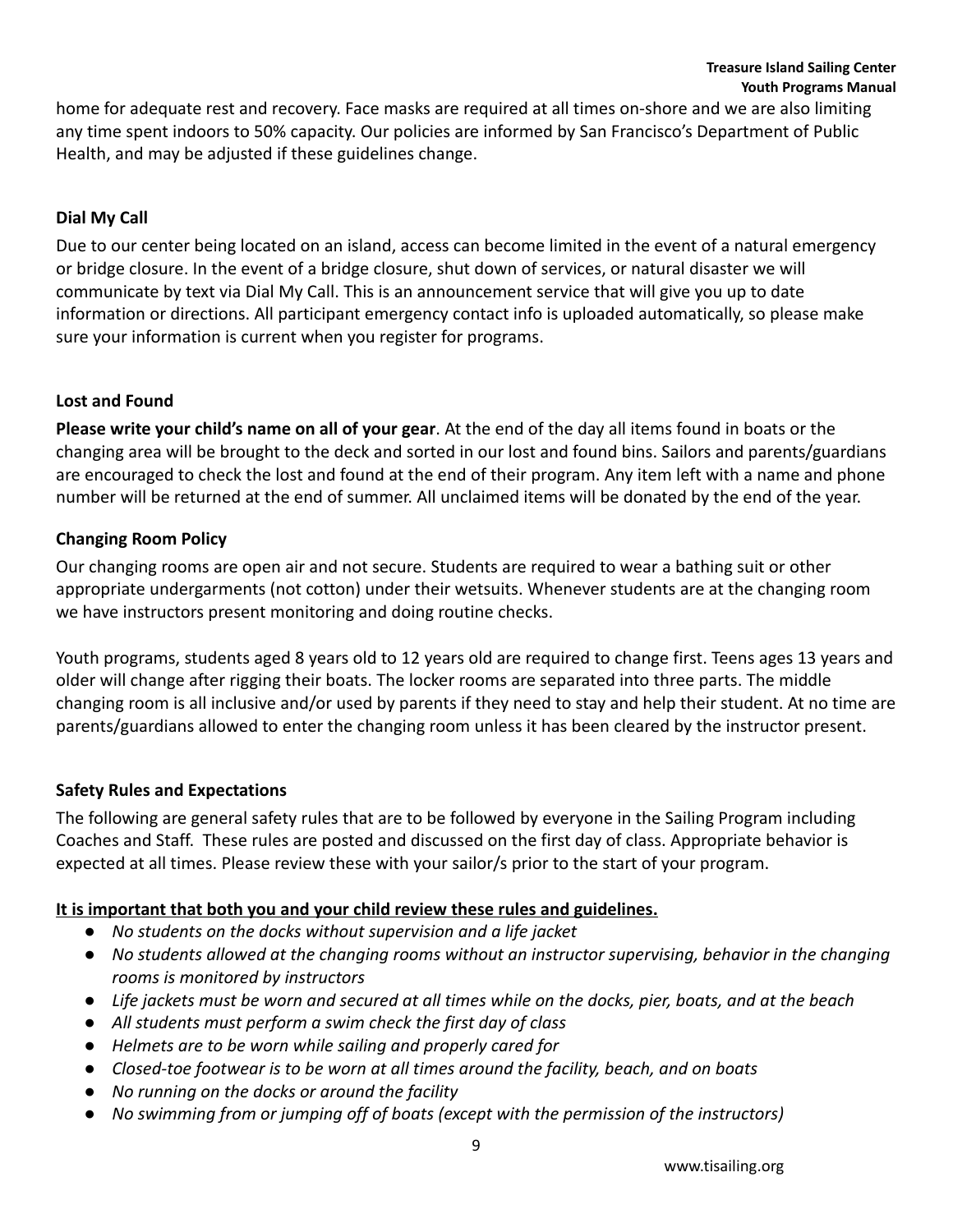home for adequate rest and recovery. Face masks are required at all times on-shore and we are also limiting any time spent indoors to 50% capacity. Our policies are informed by San Francisco's Department of Public Health, and may be adjusted if these guidelines change.

### Dial My Call

Due to our center being located on an island, access can become limited in the event of a natural emergency or bridge closure. In the event of a bridge closure, shut down of services, or natural disaster we will communicate by text via Dial My Call. This is an announcement service that will give you up to date information or directions. All participant emergency contact info is uploaded automatically, so please make sure your information is current when you register for programs.

### Lost and Found

**Please write your child's name on all of your gear**. At the end of the day all items found in boats or the changing area will be brought to the deck and sorted in our lost and found bins. Sailors and parents/guardians are encouraged to check the lost and found at the end of their program. Any item left with a name and phone number will be returned at the end of summer. All unclaimed items will be donated by the end of the year.

### Changing Room Policy

Our changing rooms are open air and not secure. Students are required to wear a bathing suit or other appropriate undergarments (not cotton) under their wetsuits. Whenever students are at the changing room we have instructors present monitoring and doing routine checks.

Youth programs, students aged 8 years old to 12 years old are required to change first. Teens ages 13 years and older will change after rigging their boats. The locker rooms are separated into three parts. The middle changing room is all inclusive and/or used by parents if they need to stay and help their student. At no time are parents/guardians allowed to enter the changing room unless it has been cleared by the instructor present.

### Safety Rules and Expectations

The following are general safety rules that are to be followed by everyone in the Sailing Program including Coaches and Staff. These rules are posted and discussed on the first day of class. Appropriate behavior is expected at all times. Please review these with your sailor/s prior to the start of your program.

**It is important that both you and your child review these rules and guidelines.**

- *No students on the docks without supervision and a life jacket*
- *No students allowed at the changing rooms without an instructor supervising, behavior in the changing rooms is monitored by instructors*
- *Life jackets must be worn and secured at all times while on the docks, pier, boats, and at the beach*
- *All students must perform a swim check the first day of class*
- *Helmets are to be worn while sailing and properly cared for*
- *Closed-toe footwear is to be worn at all times around the facility, beach, and on boats*
- *No running on the docks or around the facility*
- *No swimming from or jumping off of boats (except with the permission of the instructors)*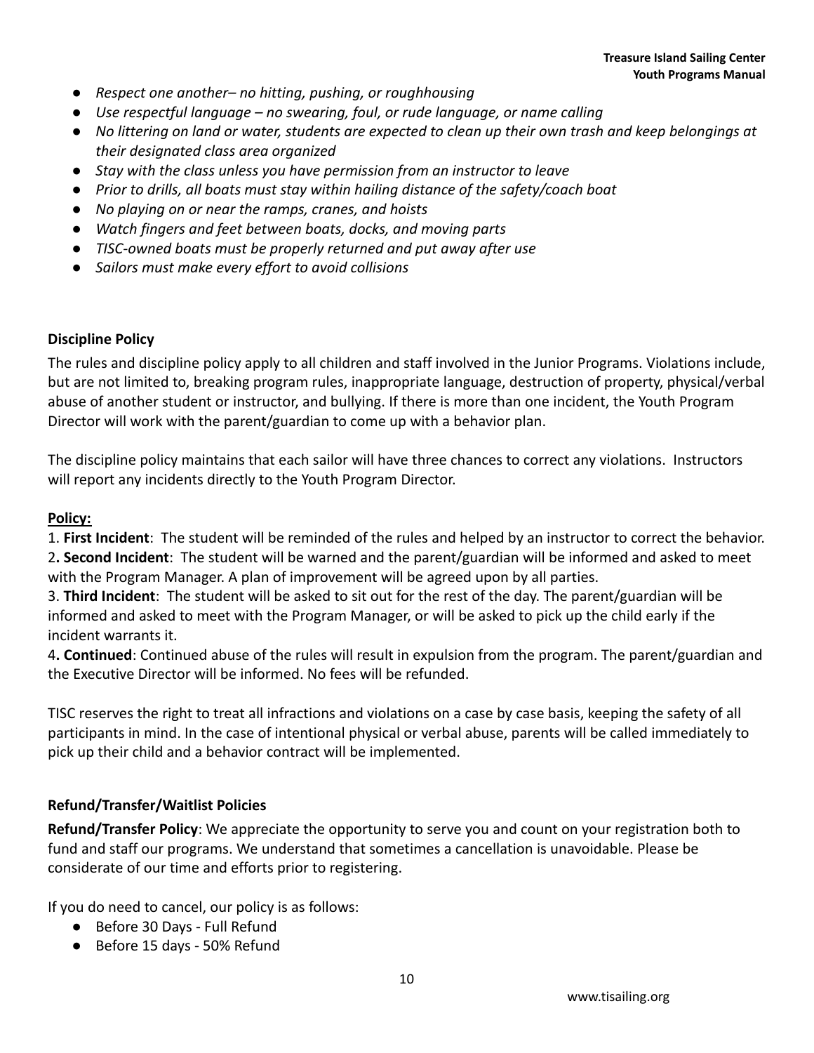- *Respect one another– no hitting, pushing, or roughhousing*
- *Use respectful language – no swearing, foul, or rude language, or name calling*
- *No littering on land or water, students are expected to clean up their own trash and keep belongings at their designated class area organized*
- *Stay with the class unless you have permission from an instructor to leave*
- *Prior to drills, all boats must stay within hailing distance of the safety/coach boat*
- *No playing on or near the ramps, cranes, and hoists*
- *Watch fingers and feet between boats, docks, and moving parts*
- *TISC-owned boats must be properly returned and put away after use*
- *Sailors must make every effort to avoid collisions*

### Discipline Policy

The rules and discipline policy apply to all children and staff involved in the Junior Programs. Violations include, but are not limited to, breaking program rules, inappropriate language, destruction of property, physical/verbal abuse of another student or instructor, and bullying. If there is more than one incident, the Youth Program Director will work with the parent/guardian to come up with a behavior plan.

The discipline policy maintains that each sailor will have three chances to correct any violations. Instructors will report any incidents directly to the Youth Program Director.

**Policy:**

1. **First Incident**: The student will be reminded of the rules and helped by an instructor to correct the behavior.
2. **Second Incident**: The student will be warned and the parent/guardian will be informed and asked to meet with the Program Manager. A plan of improvement will be agreed upon by all parties.
3. **Third Incident**: The student will be asked to sit out for the rest of the day. The parent/guardian will be informed and asked to meet with the Program Manager, or will be asked to pick up the child early if the incident warrants it.
4. **Continued**: Continued abuse of the rules will result in expulsion from the program. The parent/guardian and the Executive Director will be informed. No fees will be refunded.

TISC reserves the right to treat all infractions and violations on a case by case basis, keeping the safety of all participants in mind. In the case of intentional physical or verbal abuse, parents will be called immediately to pick up their child and a behavior contract will be implemented.

### Refund/Transfer/Waitlist Policies

**Refund/Transfer Policy**: We appreciate the opportunity to serve you and count on your registration both to fund and staff our programs. We understand that sometimes a cancellation is unavoidable. Please be considerate of our time and efforts prior to registering.

If you do need to cancel, our policy is as follows:

- Before 30 Days - Full Refund
- Before 15 days - 50% Refund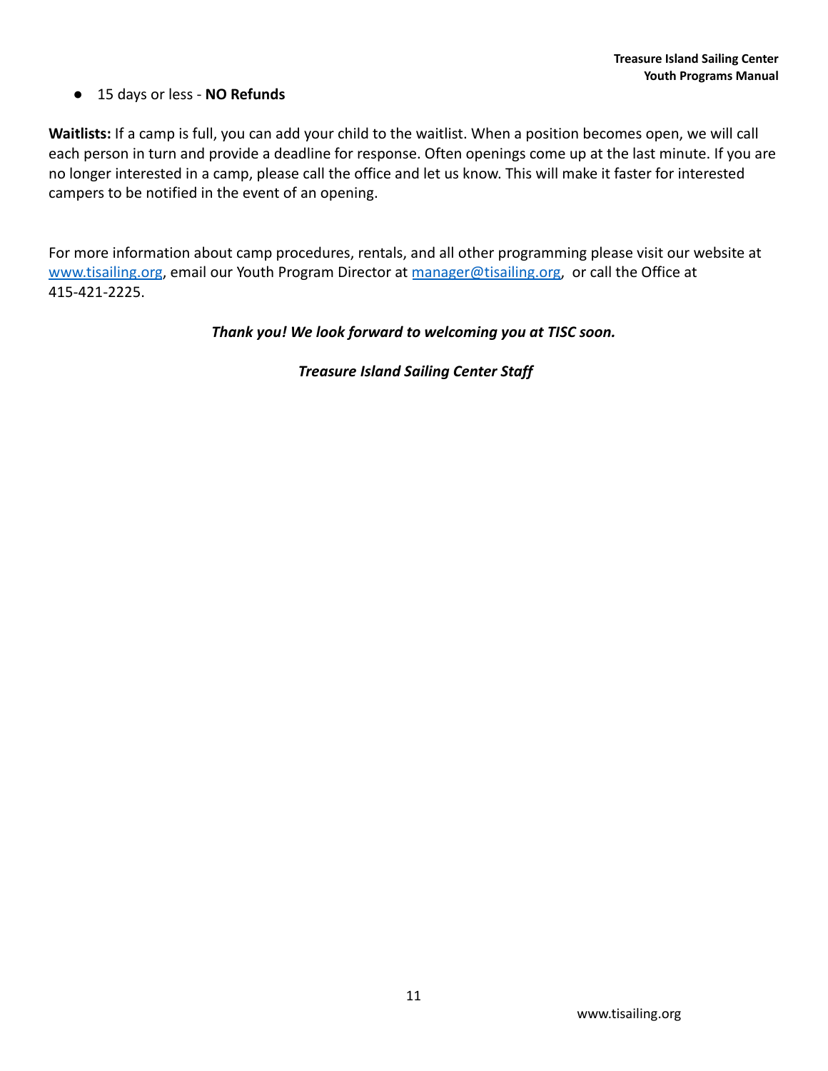- 15 days or less - **NO Refunds**

**Waitlists:** If a camp is full, you can add your child to the waitlist. When a position becomes open, we will call each person in turn and provide a deadline for response. Often openings come up at the last minute. If you are no longer interested in a camp, please call the office and let us know. This will make it faster for interested campers to be notified in the event of an opening.

For more information about camp procedures, rentals, and all other programming please visit our website at [www.tisailing.org](http://www.tisailing.org), email our Youth Program Director at [manager@tisailing.org](mailto:manager@tisailing.org), or call the Office at 415-421-2225.

***Thank you! We look forward to welcoming you at TISC soon.***

***Treasure Island Sailing Center Staff***